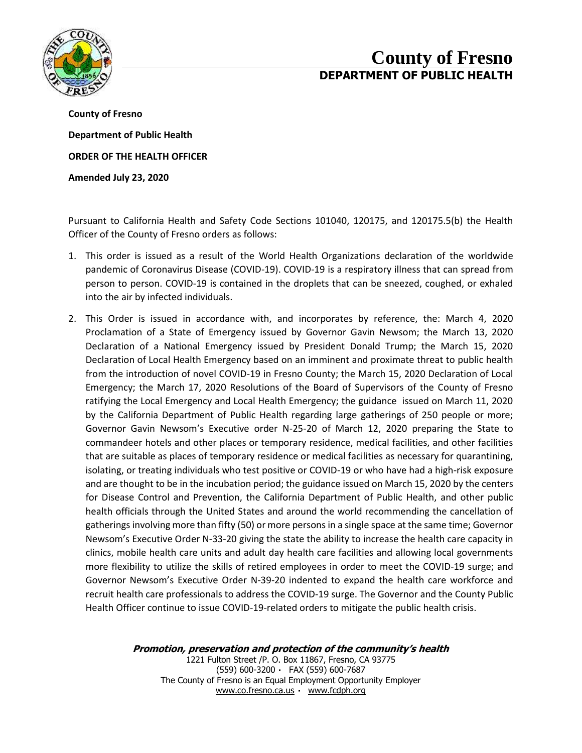# County of Fresno
## DEPARTMENT OF PUBLIC HEALTH

**County of Fresno**

**Department of Public Health**

**ORDER OF THE HEALTH OFFICER**

**Amended July 23, 2020**

Pursuant to California Health and Safety Code Sections 101040, 120175, and 120175.5(b) the Health Officer of the County of Fresno orders as follows:

1. This order is issued as a result of the World Health Organizations declaration of the worldwide pandemic of Coronavirus Disease (COVID-19). COVID-19 is a respiratory illness that can spread from person to person. COVID-19 is contained in the droplets that can be sneezed, coughed, or exhaled into the air by infected individuals.

2. This Order is issued in accordance with, and incorporates by reference, the: March 4, 2020 Proclamation of a State of Emergency issued by Governor Gavin Newsom; the March 13, 2020 Declaration of a National Emergency issued by President Donald Trump; the March 15, 2020 Declaration of Local Health Emergency based on an imminent and proximate threat to public health from the introduction of novel COVID-19 in Fresno County; the March 15, 2020 Declaration of Local Emergency; the March 17, 2020 Resolutions of the Board of Supervisors of the County of Fresno ratifying the Local Emergency and Local Health Emergency; the guidance issued on March 11, 2020 by the California Department of Public Health regarding large gatherings of 250 people or more; Governor Gavin Newsom's Executive order N-25-20 of March 12, 2020 preparing the State to commandeer hotels and other places or temporary residence, medical facilities, and other facilities that are suitable as places of temporary residence or medical facilities as necessary for quarantining, isolating, or treating individuals who test positive or COVID-19 or who have had a high-risk exposure and are thought to be in the incubation period; the guidance issued on March 15, 2020 by the centers for Disease Control and Prevention, the California Department of Public Health, and other public health officials through the United States and around the world recommending the cancellation of gatherings involving more than fifty (50) or more persons in a single space at the same time; Governor Newsom's Executive Order N-33-20 giving the state the ability to increase the health care capacity in clinics, mobile health care units and adult day health care facilities and allowing local governments more flexibility to utilize the skills of retired employees in order to meet the COVID-19 surge; and Governor Newsom's Executive Order N-39-20 indented to expand the health care workforce and recruit health care professionals to address the COVID-19 surge. The Governor and the County Public Health Officer continue to issue COVID-19-related orders to mitigate the public health crisis.

***Promotion, preservation and protection of the community's health***
1221 Fulton Street /P. O. Box 11867, Fresno, CA 93775
(559) 600-3200 • FAX (559) 600-7687
The County of Fresno is an Equal Employment Opportunity Employer
www.co.fresno.ca.us • www.fcdph.org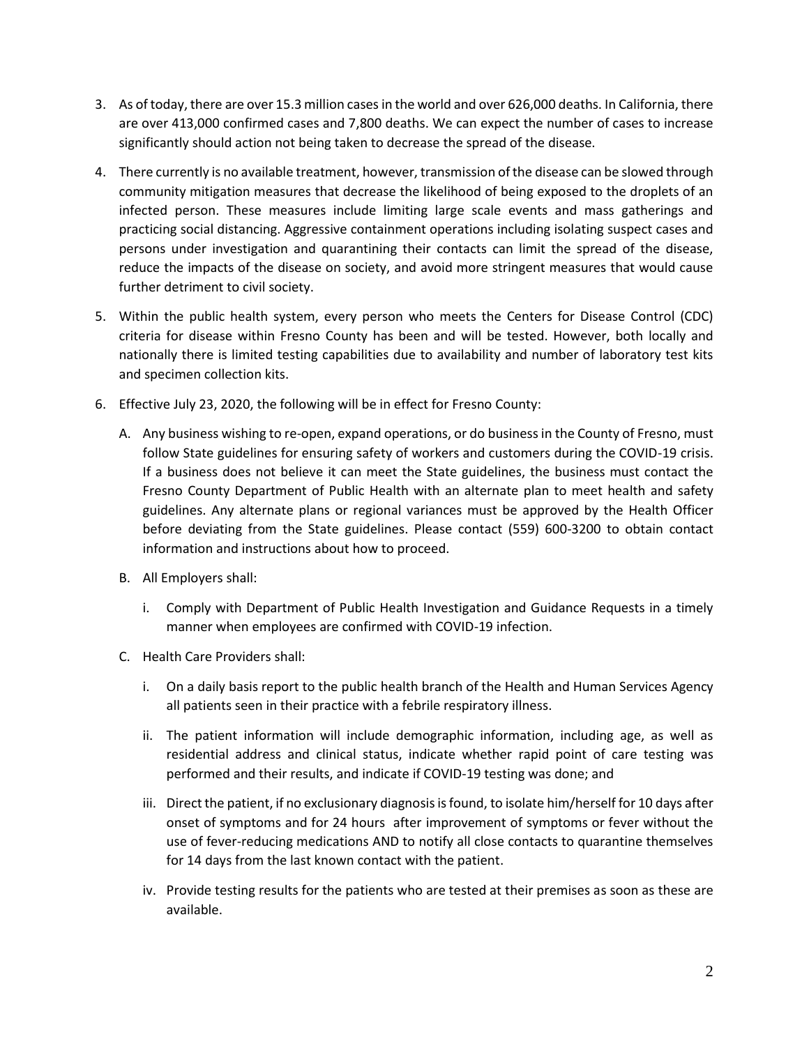3. As of today, there are over 15.3 million cases in the world and over 626,000 deaths. In California, there are over 413,000 confirmed cases and 7,800 deaths. We can expect the number of cases to increase significantly should action not being taken to decrease the spread of the disease.

4. There currently is no available treatment, however, transmission of the disease can be slowed through community mitigation measures that decrease the likelihood of being exposed to the droplets of an infected person. These measures include limiting large scale events and mass gatherings and practicing social distancing. Aggressive containment operations including isolating suspect cases and persons under investigation and quarantining their contacts can limit the spread of the disease, reduce the impacts of the disease on society, and avoid more stringent measures that would cause further detriment to civil society.

5. Within the public health system, every person who meets the Centers for Disease Control (CDC) criteria for disease within Fresno County has been and will be tested. However, both locally and nationally there is limited testing capabilities due to availability and number of laboratory test kits and specimen collection kits.

6. Effective July 23, 2020, the following will be in effect for Fresno County:

   A. Any business wishing to re-open, expand operations, or do business in the County of Fresno, must follow State guidelines for ensuring safety of workers and customers during the COVID-19 crisis. If a business does not believe it can meet the State guidelines, the business must contact the Fresno County Department of Public Health with an alternate plan to meet health and safety guidelines. Any alternate plans or regional variances must be approved by the Health Officer before deviating from the State guidelines. Please contact (559) 600-3200 to obtain contact information and instructions about how to proceed.

   B. All Employers shall:

      i. Comply with Department of Public Health Investigation and Guidance Requests in a timely manner when employees are confirmed with COVID-19 infection.

   C. Health Care Providers shall:

      i. On a daily basis report to the public health branch of the Health and Human Services Agency all patients seen in their practice with a febrile respiratory illness.

      ii. The patient information will include demographic information, including age, as well as residential address and clinical status, indicate whether rapid point of care testing was performed and their results, and indicate if COVID-19 testing was done; and

      iii. Direct the patient, if no exclusionary diagnosis is found, to isolate him/herself for 10 days after onset of symptoms and for 24 hours after improvement of symptoms or fever without the use of fever-reducing medications AND to notify all close contacts to quarantine themselves for 14 days from the last known contact with the patient.

      iv. Provide testing results for the patients who are tested at their premises as soon as these are available.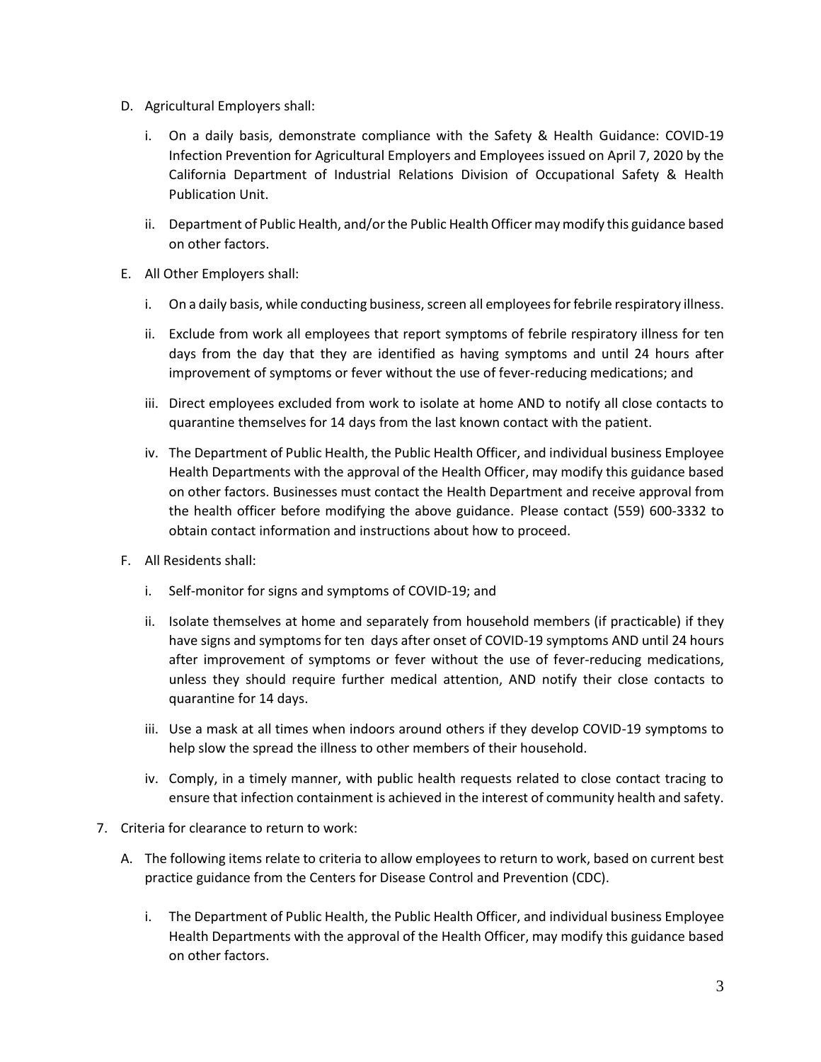D. Agricultural Employers shall:

   i. On a daily basis, demonstrate compliance with the Safety & Health Guidance: COVID-19 Infection Prevention for Agricultural Employers and Employees issued on April 7, 2020 by the California Department of Industrial Relations Division of Occupational Safety & Health Publication Unit.

   ii. Department of Public Health, and/or the Public Health Officer may modify this guidance based on other factors.

E. All Other Employers shall:

   i. On a daily basis, while conducting business, screen all employees for febrile respiratory illness.

   ii. Exclude from work all employees that report symptoms of febrile respiratory illness for ten days from the day that they are identified as having symptoms and until 24 hours after improvement of symptoms or fever without the use of fever-reducing medications; and

   iii. Direct employees excluded from work to isolate at home AND to notify all close contacts to quarantine themselves for 14 days from the last known contact with the patient.

   iv. The Department of Public Health, the Public Health Officer, and individual business Employee Health Departments with the approval of the Health Officer, may modify this guidance based on other factors. Businesses must contact the Health Department and receive approval from the health officer before modifying the above guidance. Please contact (559) 600-3332 to obtain contact information and instructions about how to proceed.

F. All Residents shall:

   i. Self-monitor for signs and symptoms of COVID-19; and

   ii. Isolate themselves at home and separately from household members (if practicable) if they have signs and symptoms for ten days after onset of COVID-19 symptoms AND until 24 hours after improvement of symptoms or fever without the use of fever-reducing medications, unless they should require further medical attention, AND notify their close contacts to quarantine for 14 days.

   iii. Use a mask at all times when indoors around others if they develop COVID-19 symptoms to help slow the spread the illness to other members of their household.

   iv. Comply, in a timely manner, with public health requests related to close contact tracing to ensure that infection containment is achieved in the interest of community health and safety.

7. Criteria for clearance to return to work:

   A. The following items relate to criteria to allow employees to return to work, based on current best practice guidance from the Centers for Disease Control and Prevention (CDC).

      i. The Department of Public Health, the Public Health Officer, and individual business Employee Health Departments with the approval of the Health Officer, may modify this guidance based on other factors.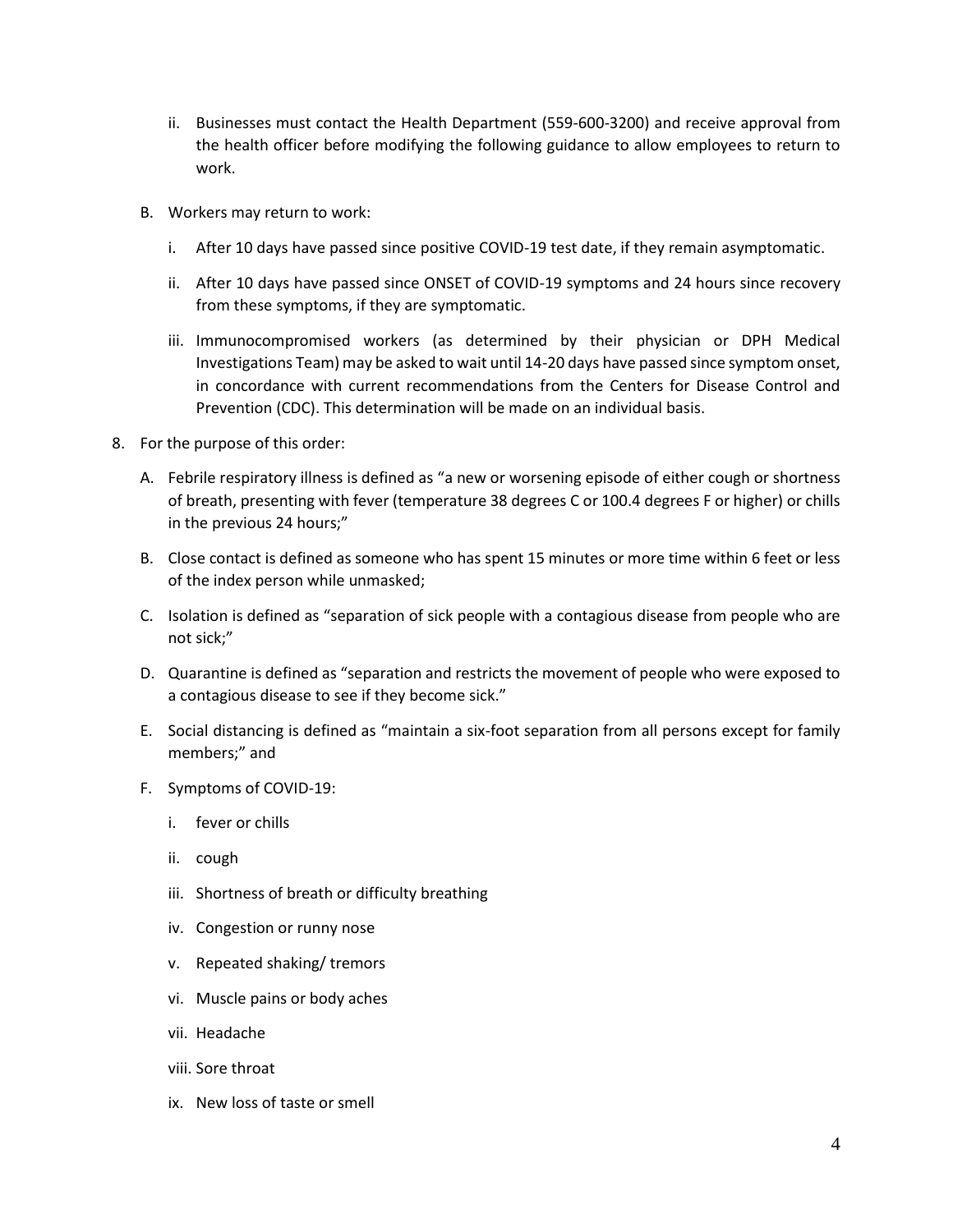ii. Businesses must contact the Health Department (559-600-3200) and receive approval from the health officer before modifying the following guidance to allow employees to return to work.

B. Workers may return to work:

   i. After 10 days have passed since positive COVID-19 test date, if they remain asymptomatic.

   ii. After 10 days have passed since ONSET of COVID-19 symptoms and 24 hours since recovery from these symptoms, if they are symptomatic.

   iii. Immunocompromised workers (as determined by their physician or DPH Medical Investigations Team) may be asked to wait until 14-20 days have passed since symptom onset, in concordance with current recommendations from the Centers for Disease Control and Prevention (CDC). This determination will be made on an individual basis.

8. For the purpose of this order:

   A. Febrile respiratory illness is defined as "a new or worsening episode of either cough or shortness of breath, presenting with fever (temperature 38 degrees C or 100.4 degrees F or higher) or chills in the previous 24 hours;"

   B. Close contact is defined as someone who has spent 15 minutes or more time within 6 feet or less of the index person while unmasked;

   C. Isolation is defined as "separation of sick people with a contagious disease from people who are not sick;"

   D. Quarantine is defined as "separation and restricts the movement of people who were exposed to a contagious disease to see if they become sick."

   E. Social distancing is defined as "maintain a six-foot separation from all persons except for family members;" and

   F. Symptoms of COVID-19:

      i. fever or chills

      ii. cough

      iii. Shortness of breath or difficulty breathing

      iv. Congestion or runny nose

      v. Repeated shaking/ tremors

      vi. Muscle pains or body aches

      vii. Headache

      viii. Sore throat

      ix. New loss of taste or smell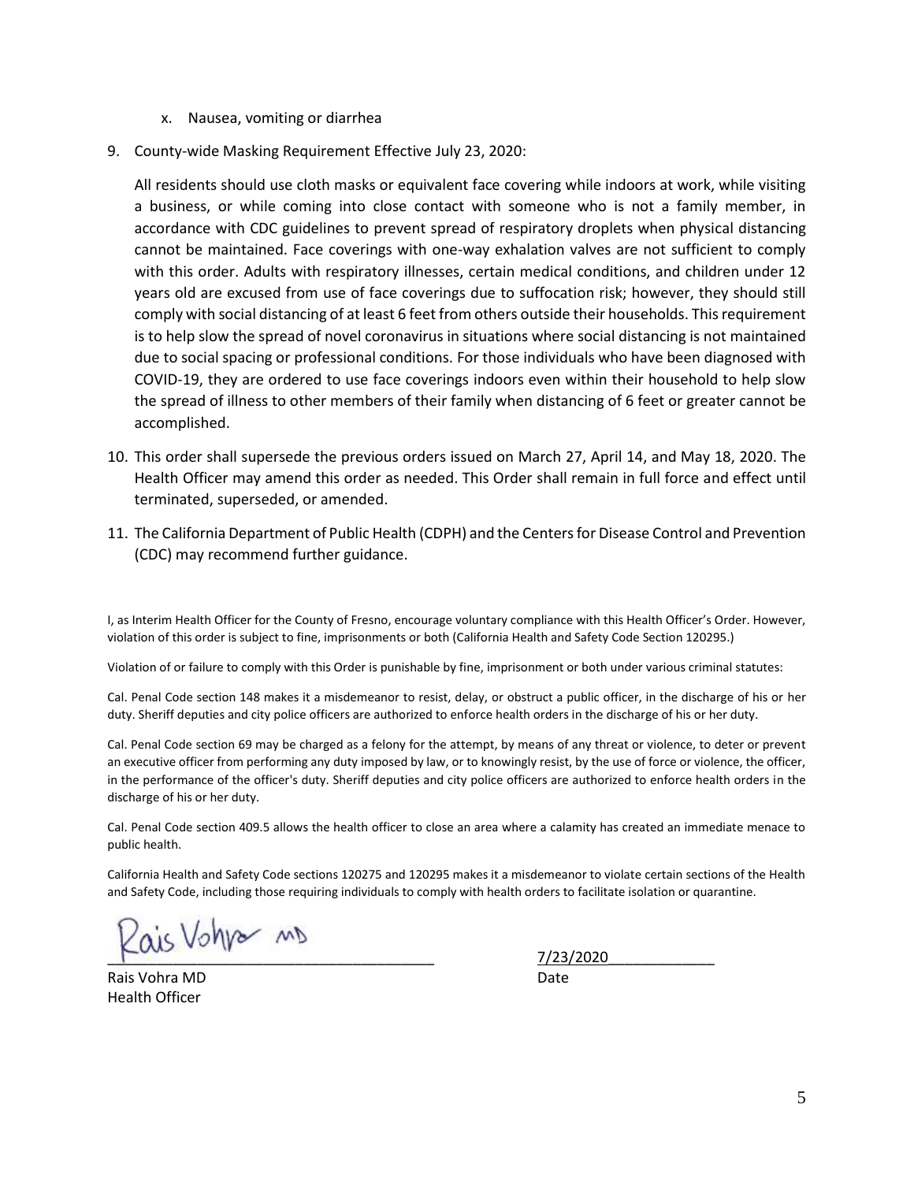x. Nausea, vomiting or diarrhea

9. County-wide Masking Requirement Effective July 23, 2020:

   All residents should use cloth masks or equivalent face covering while indoors at work, while visiting a business, or while coming into close contact with someone who is not a family member, in accordance with CDC guidelines to prevent spread of respiratory droplets when physical distancing cannot be maintained. Face coverings with one-way exhalation valves are not sufficient to comply with this order. Adults with respiratory illnesses, certain medical conditions, and children under 12 years old are excused from use of face coverings due to suffocation risk; however, they should still comply with social distancing of at least 6 feet from others outside their households. This requirement is to help slow the spread of novel coronavirus in situations where social distancing is not maintained due to social spacing or professional conditions. For those individuals who have been diagnosed with COVID-19, they are ordered to use face coverings indoors even within their household to help slow the spread of illness to other members of their family when distancing of 6 feet or greater cannot be accomplished.

10. This order shall supersede the previous orders issued on March 27, April 14, and May 18, 2020. The Health Officer may amend this order as needed. This Order shall remain in full force and effect until terminated, superseded, or amended.

11. The California Department of Public Health (CDPH) and the Centers for Disease Control and Prevention (CDC) may recommend further guidance.

I, as Interim Health Officer for the County of Fresno, encourage voluntary compliance with this Health Officer's Order. However, violation of this order is subject to fine, imprisonments or both (California Health and Safety Code Section 120295.)

Violation of or failure to comply with this Order is punishable by fine, imprisonment or both under various criminal statutes:

Cal. Penal Code section 148 makes it a misdemeanor to resist, delay, or obstruct a public officer, in the discharge of his or her duty. Sheriff deputies and city police officers are authorized to enforce health orders in the discharge of his or her duty.

Cal. Penal Code section 69 may be charged as a felony for the attempt, by means of any threat or violence, to deter or prevent an executive officer from performing any duty imposed by law, or to knowingly resist, by the use of force or violence, the officer, in the performance of the officer's duty. Sheriff deputies and city police officers are authorized to enforce health orders in the discharge of his or her duty.

Cal. Penal Code section 409.5 allows the health officer to close an area where a calamity has created an immediate menace to public health.

California Health and Safety Code sections 120275 and 120295 makes it a misdemeanor to violate certain sections of the Health and Safety Code, including those requiring individuals to comply with health orders to facilitate isolation or quarantine.

Rais Vohra MD

\_\_\_\_\_\_\_\_\_\_\_\_\_\_\_\_\_\_\_\_\_\_\_\_\_\_\_\_\_\_\_\_\_\_\_\_\_\_ 7/23/2020\_\_\_\_\_\_\_\_\_\_\_\_\_

Rais Vohra MD — Date

Health Officer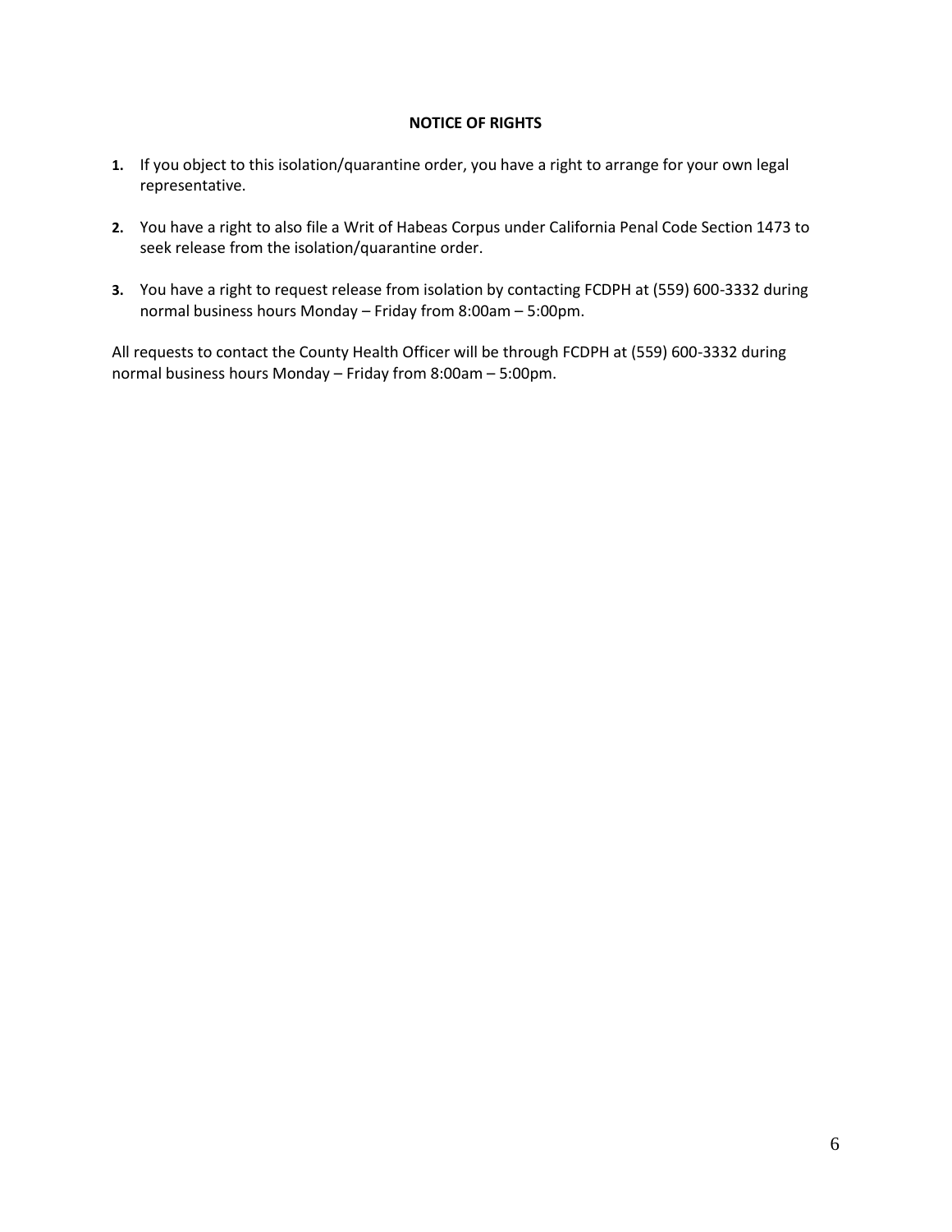**NOTICE OF RIGHTS**

1. If you object to this isolation/quarantine order, you have a right to arrange for your own legal representative.

2. You have a right to also file a Writ of Habeas Corpus under California Penal Code Section 1473 to seek release from the isolation/quarantine order.

3. You have a right to request release from isolation by contacting FCDPH at (559) 600-3332 during normal business hours Monday – Friday from 8:00am – 5:00pm.

All requests to contact the County Health Officer will be through FCDPH at (559) 600-3332 during normal business hours Monday – Friday from 8:00am – 5:00pm.